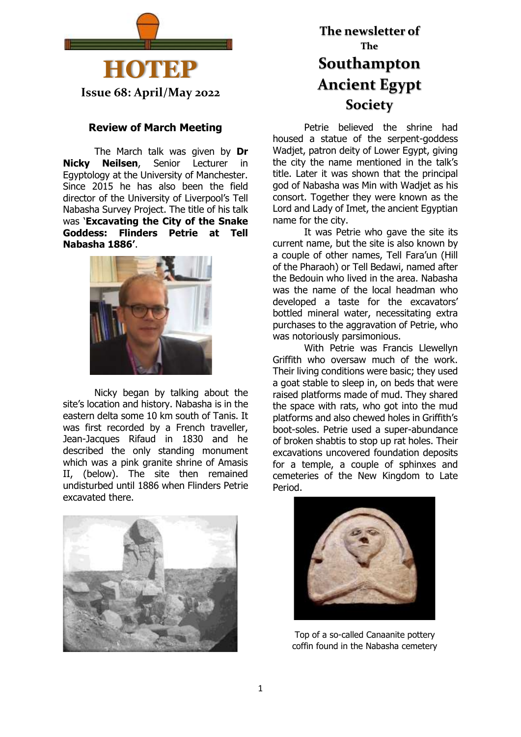# HOTEP

**Issue 68: April/May 2022**

**The newsletter of The Southampton Ancient Egypt Society**

## Review of March Meeting

The March talk was given by **Dr Nicky Neilsen**, Senior Lecturer in Egyptology at the University of Manchester. Since 2015 he has also been the field director of the University of Liverpool's Tell Nabasha Survey Project. The title of his talk was '**Excavating the City of the Snake Goddess: Flinders Petrie at Tell Nabasha 1886**'.

Nicky began by talking about the site's location and history. Nabasha is in the eastern delta some 10 km south of Tanis. It was first recorded by a French traveller, Jean-Jacques Rifaud in 1830 and he described the only standing monument which was a pink granite shrine of Amasis II, (below). The site then remained undisturbed until 1886 when Flinders Petrie excavated there.

Petrie believed the shrine had housed a statue of the serpent-goddess Wadjet, patron deity of Lower Egypt, giving the city the name mentioned in the talk's title. Later it was shown that the principal god of Nabasha was Min with Wadjet as his consort. Together they were known as the Lord and Lady of Imet, the ancient Egyptian name for the city.

It was Petrie who gave the site its current name, but the site is also known by a couple of other names, Tell Fara'un (Hill of the Pharaoh) or Tell Bedawi, named after the Bedouin who lived in the area. Nabasha was the name of the local headman who developed a taste for the excavators' bottled mineral water, necessitating extra purchases to the aggravation of Petrie, who was notoriously parsimonious.

With Petrie was Francis Llewellyn Griffith who oversaw much of the work. Their living conditions were basic; they used a goat stable to sleep in, on beds that were raised platforms made of mud. They shared the space with rats, who got into the mud platforms and also chewed holes in Griffith's boot-soles. Petrie used a super-abundance of broken shabtis to stop up rat holes. Their excavations uncovered foundation deposits for a temple, a couple of sphinxes and cemeteries of the New Kingdom to Late Period.

Top of a so-called Canaanite pottery coffin found in the Nabasha cemetery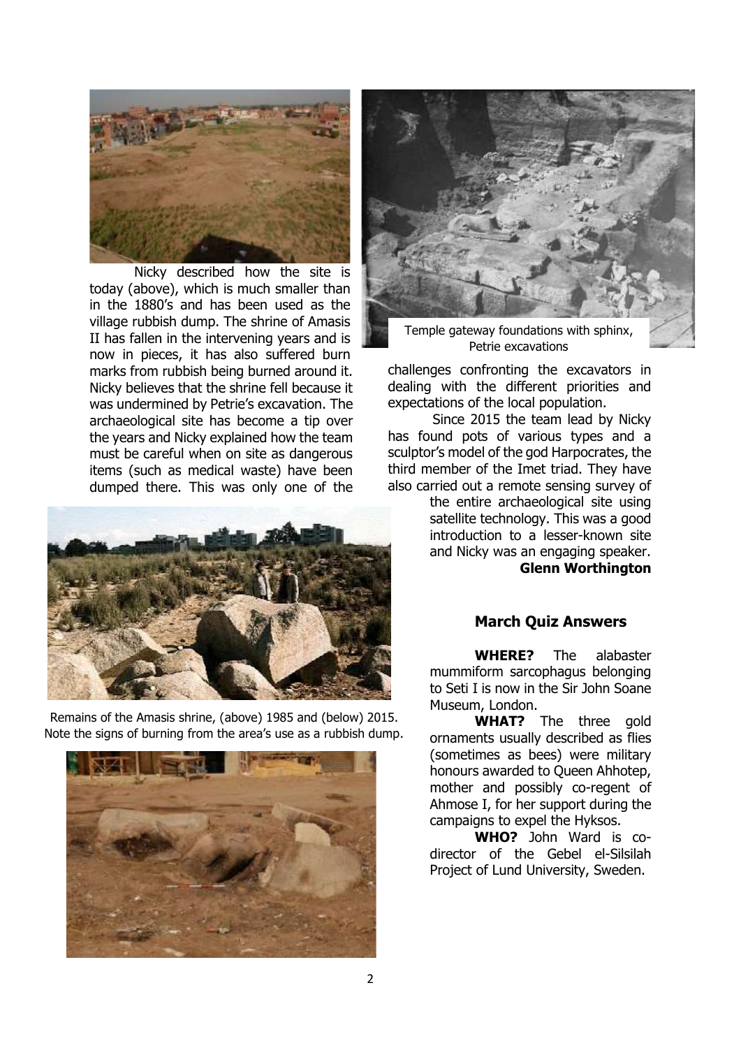Nicky described how the site is today (above), which is much smaller than in the 1880's and has been used as the village rubbish dump. The shrine of Amasis II has fallen in the intervening years and is now in pieces, it has also suffered burn marks from rubbish being burned around it. Nicky believes that the shrine fell because it was undermined by Petrie's excavation. The archaeological site has become a tip over the years and Nicky explained how the team must be careful when on site as dangerous items (such as medical waste) have been dumped there. This was only one of the challenges confronting the excavators in dealing with the different priorities and expectations of the local population.

Temple gateway foundations with sphinx, Petrie excavations

Remains of the Amasis shrine, (above) 1985 and (below) 2015. Note the signs of burning from the area's use as a rubbish dump.

Since 2015 the team lead by Nicky has found pots of various types and a sculptor's model of the god Harpocrates, the third member of the Imet triad. They have also carried out a remote sensing survey of the entire archaeological site using satellite technology. This was a good introduction to a lesser-known site and Nicky was an engaging speaker.

**Glenn Worthington**

## March Quiz Answers

**WHERE?** The alabaster mummiform sarcophagus belonging to Seti I is now in the Sir John Soane Museum, London.

**WHAT?** The three gold ornaments usually described as flies (sometimes as bees) were military honours awarded to Queen Ahhotep, mother and possibly co-regent of Ahmose I, for her support during the campaigns to expel the Hyksos.

**WHO?** John Ward is co-director of the Gebel el-Silsilah Project of Lund University, Sweden.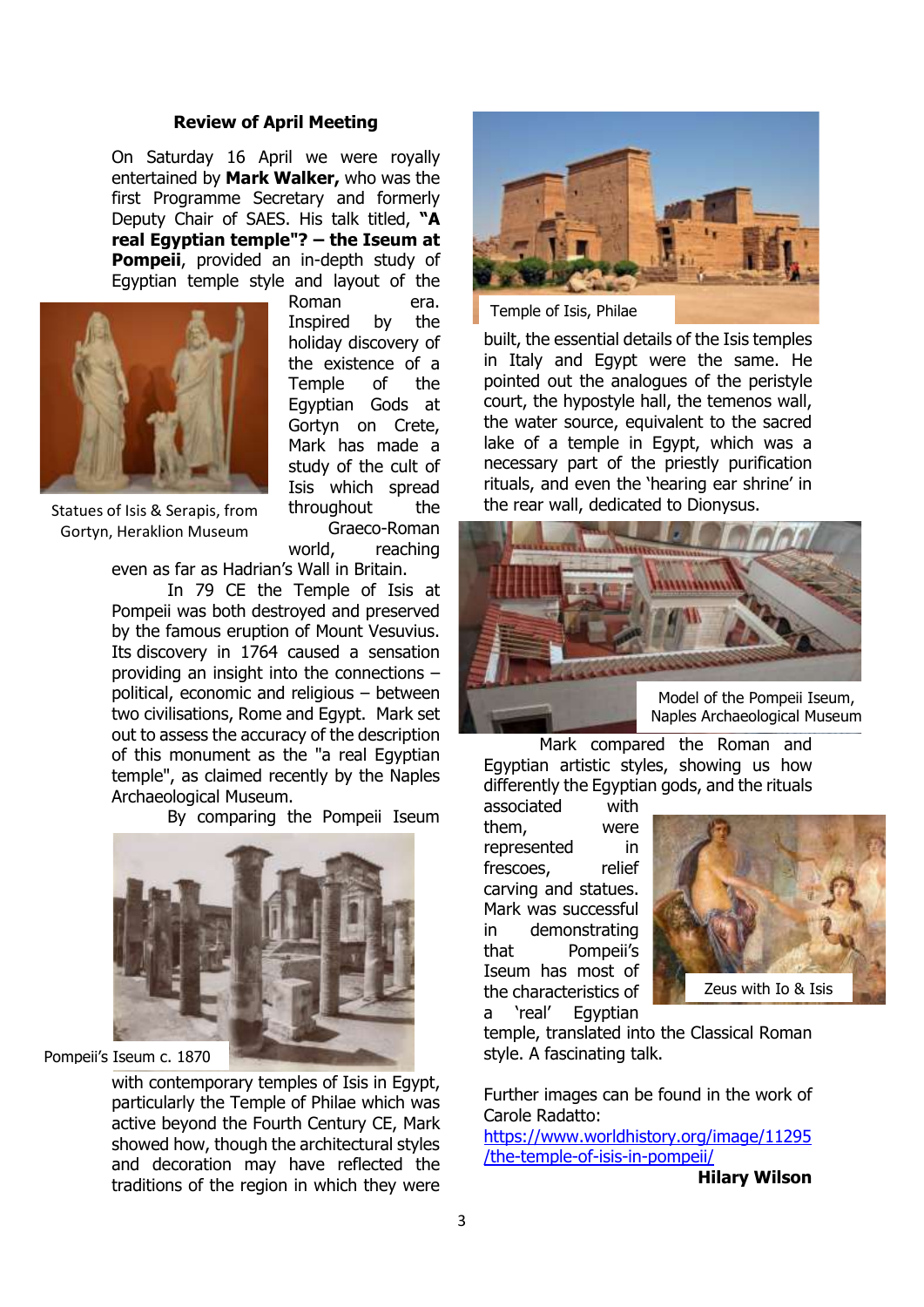### Review of April Meeting

On Saturday 16 April we were royally entertained by **Mark Walker,** who was the first Programme Secretary and formerly Deputy Chair of SAES. His talk titled, **"A real Egyptian temple"? – the Iseum at Pompeii**, provided an in-depth study of Egyptian temple style and layout of the Roman era. Inspired by the holiday discovery of the existence of a Temple of the Egyptian Gods at Gortyn on Crete, Mark has made a study of the cult of Isis which spread throughout the Graeco-Roman world, reaching even as far as Hadrian's Wall in Britain.

Statues of Isis & Serapis, from Gortyn, Heraklion Museum

In 79 CE the Temple of Isis at Pompeii was both destroyed and preserved by the famous eruption of Mount Vesuvius. Its discovery in 1764 caused a sensation providing an insight into the connections – political, economic and religious – between two civilisations, Rome and Egypt. Mark set out to assess the accuracy of the description of this monument as the "a real Egyptian temple", as claimed recently by the Naples Archaeological Museum.

By comparing the Pompeii Iseum with contemporary temples of Isis in Egypt, particularly the Temple of Philae which was active beyond the Fourth Century CE, Mark showed how, though the architectural styles and decoration may have reflected the traditions of the region in which they were built, the essential details of the Isis temples in Italy and Egypt were the same. He pointed out the analogues of the peristyle court, the hypostyle hall, the temenos wall, the water source, equivalent to the sacred lake of a temple in Egypt, which was a necessary part of the priestly purification rituals, and even the 'hearing ear shrine' in the rear wall, dedicated to Dionysus.

Pompeii's Iseum c. 1870

Temple of Isis, Philae

Model of the Pompeii Iseum, Naples Archaeological Museum

Mark compared the Roman and Egyptian artistic styles, showing us how differently the Egyptian gods, and the rituals associated with them, were represented in frescoes, relief carving and statues. Mark was successful in demonstrating that Pompeii's Iseum has most of the characteristics of a 'real' Egyptian temple, translated into the Classical Roman style. A fascinating talk.

Zeus with Io & Isis

Further images can be found in the work of Carole Radatto: [https://www.worldhistory.org/image/11295/the-temple-of-isis-in-pompeii/](https://www.worldhistory.org/image/11295/the-temple-of-isis-in-pompeii/)

**Hilary Wilson**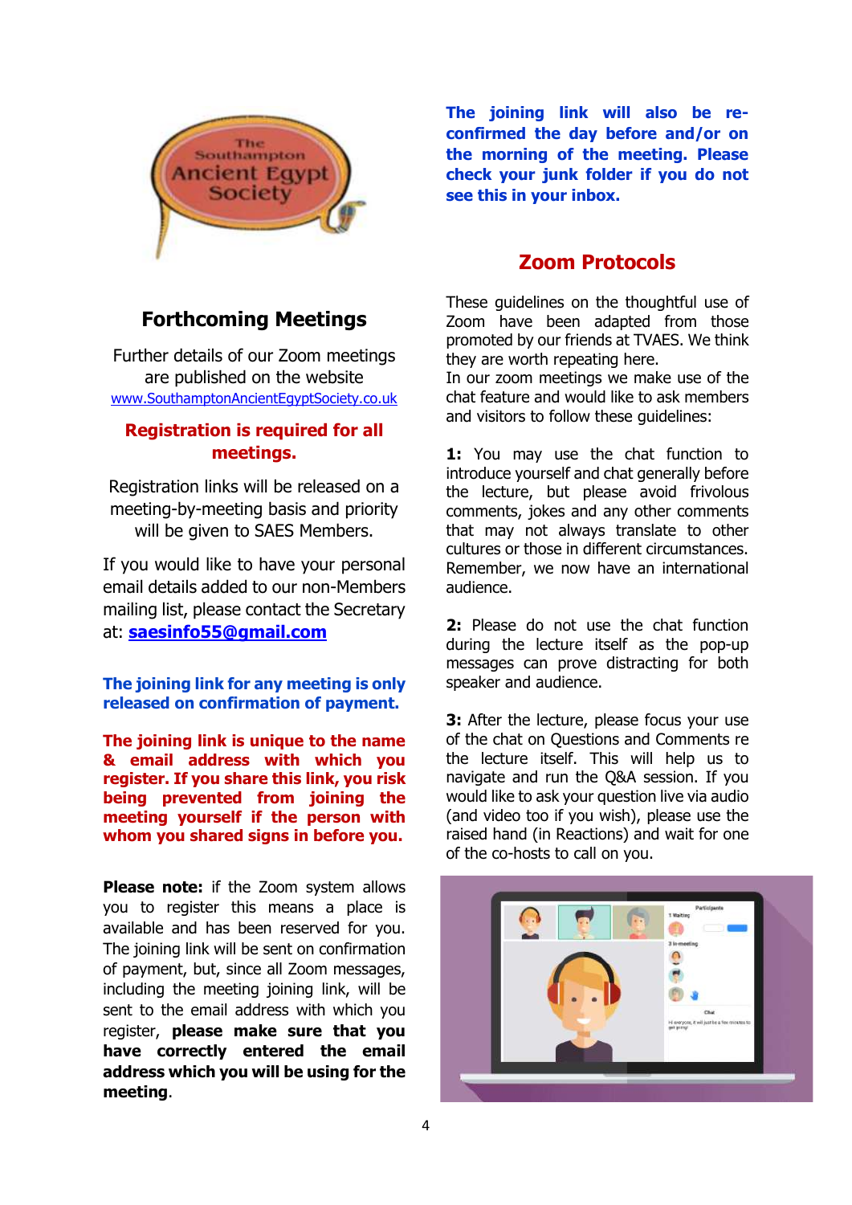## Forthcoming Meetings

Further details of our Zoom meetings are published on the website [www.SouthamptonAncientEgyptSociety.co.uk](http://www.SouthamptonAncientEgyptSociety.co.uk)

**Registration is required for all meetings.**

Registration links will be released on a meeting-by-meeting basis and priority will be given to SAES Members.

If you would like to have your personal email details added to our non-Members mailing list, please contact the Secretary at: **saesinfo55@gmail.com**

**The joining link for any meeting is only released on confirmation of payment.**

**The joining link is unique to the name & email address with which you register. If you share this link, you risk being prevented from joining the meeting yourself if the person with whom you shared signs in before you.**

**Please note:** if the Zoom system allows you to register this means a place is available and has been reserved for you. The joining link will be sent on confirmation of payment, but, since all Zoom messages, including the meeting joining link, will be sent to the email address with which you register, **please make sure that you have correctly entered the email address which you will be using for the meeting**.

**The joining link will also be re-confirmed the day before and/or on the morning of the meeting. Please check your junk folder if you do not see this in your inbox.**

## Zoom Protocols

These guidelines on the thoughtful use of Zoom have been adapted from those promoted by our friends at TVAES. We think they are worth repeating here.
In our zoom meetings we make use of the chat feature and would like to ask members and visitors to follow these guidelines:

**1:** You may use the chat function to introduce yourself and chat generally before the lecture, but please avoid frivolous comments, jokes and any other comments that may not always translate to other cultures or those in different circumstances. Remember, we now have an international audience.

**2:** Please do not use the chat function during the lecture itself as the pop-up messages can prove distracting for both speaker and audience.

**3:** After the lecture, please focus your use of the chat on Questions and Comments re the lecture itself. This will help us to navigate and run the Q&A session. If you would like to ask your question live via audio (and video too if you wish), please use the raised hand (in Reactions) and wait for one of the co-hosts to call on you.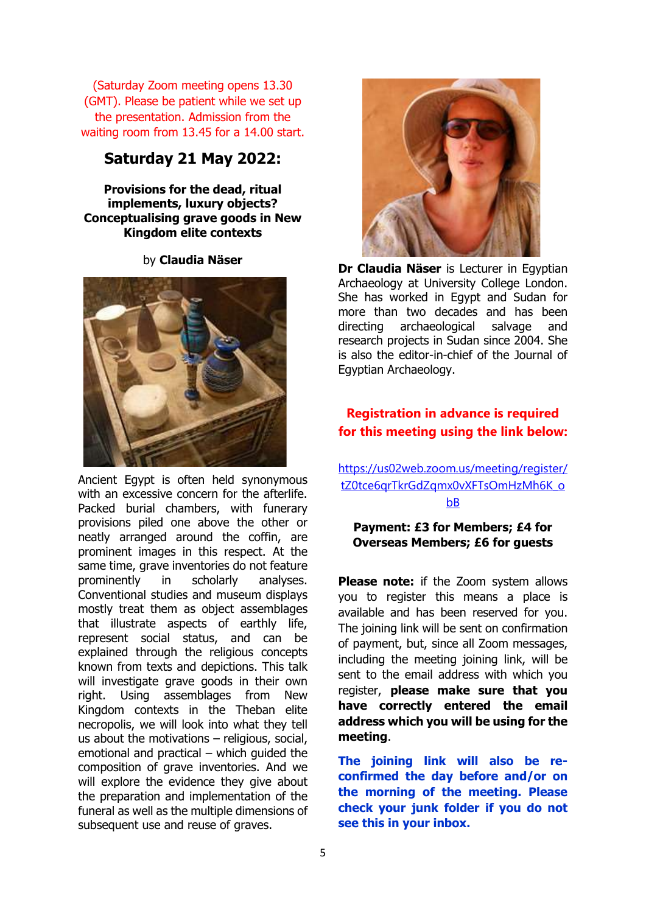(Saturday Zoom meeting opens 13.30 (GMT). Please be patient while we set up the presentation. Admission from the waiting room from 13.45 for a 14.00 start.

## Saturday 21 May 2022:

**Provisions for the dead, ritual implements, luxury objects? Conceptualising grave goods in New Kingdom elite contexts**

by **Claudia Näser**

Ancient Egypt is often held synonymous with an excessive concern for the afterlife. Packed burial chambers, with funerary provisions piled one above the other or neatly arranged around the coffin, are prominent images in this respect. At the same time, grave inventories do not feature prominently in scholarly analyses. Conventional studies and museum displays mostly treat them as object assemblages that illustrate aspects of earthly life, represent social status, and can be explained through the religious concepts known from texts and depictions. This talk will investigate grave goods in their own right. Using assemblages from New Kingdom contexts in the Theban elite necropolis, we will look into what they tell us about the motivations – religious, social, emotional and practical – which guided the composition of grave inventories. And we will explore the evidence they give about the preparation and implementation of the funeral as well as the multiple dimensions of subsequent use and reuse of graves.

**Dr Claudia Näser** is Lecturer in Egyptian Archaeology at University College London. She has worked in Egypt and Sudan for more than two decades and has been directing archaeological salvage and research projects in Sudan since 2004. She is also the editor-in-chief of the Journal of Egyptian Archaeology.

**Registration in advance is required for this meeting using the link below:**

https://us02web.zoom.us/meeting/register/tZ0tce6qrTkrGdZqmx0vXFTsOmHzMh6K_obB

**Payment: £3 for Members; £4 for Overseas Members; £6 for guests**

**Please note:** if the Zoom system allows you to register this means a place is available and has been reserved for you. The joining link will be sent on confirmation of payment, but, since all Zoom messages, including the meeting joining link, will be sent to the email address with which you register, **please make sure that you have correctly entered the email address which you will be using for the meeting**.

**The joining link will also be re-confirmed the day before and/or on the morning of the meeting. Please check your junk folder if you do not see this in your inbox.**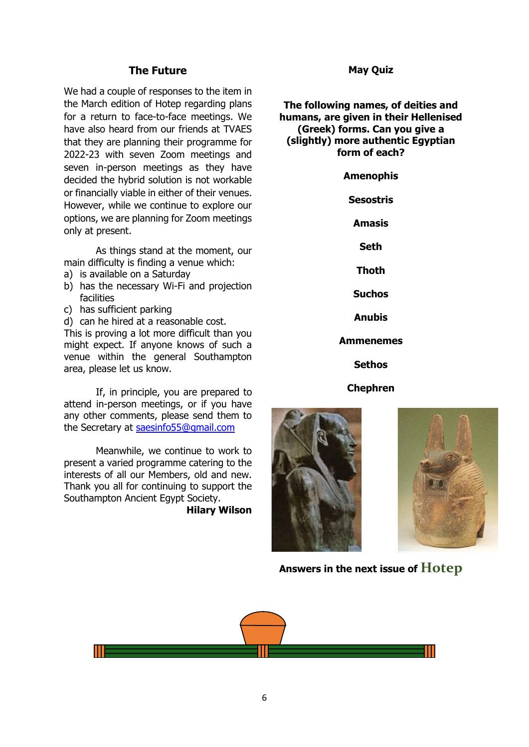## The Future

We had a couple of responses to the item in the March edition of Hotep regarding plans for a return to face-to-face meetings. We have also heard from our friends at TVAES that they are planning their programme for 2022-23 with seven Zoom meetings and seven in-person meetings as they have decided the hybrid solution is not workable or financially viable in either of their venues. However, while we continue to explore our options, we are planning for Zoom meetings only at present.

As things stand at the moment, our main difficulty is finding a venue which:

a) is available on a Saturday
b) has the necessary Wi-Fi and projection facilities
c) has sufficient parking
d) can he hired at a reasonable cost.

This is proving a lot more difficult than you might expect. If anyone knows of such a venue within the general Southampton area, please let us know.

If, in principle, you are prepared to attend in-person meetings, or if you have any other comments, please send them to the Secretary at saesinfo55@gmail.com

Meanwhile, we continue to work to present a varied programme catering to the interests of all our Members, old and new. Thank you all for continuing to support the Southampton Ancient Egypt Society.

**Hilary Wilson**

## May Quiz

**The following names, of deities and humans, are given in their Hellenised (Greek) forms. Can you give a (slightly) more authentic Egyptian form of each?**

**Amenophis**

**Sesostris**

**Amasis**

**Seth**

**Thoth**

**Suchos**

**Anubis**

**Ammenemes**

**Sethos**

**Chephren**

**Answers in the next issue of Hotep**